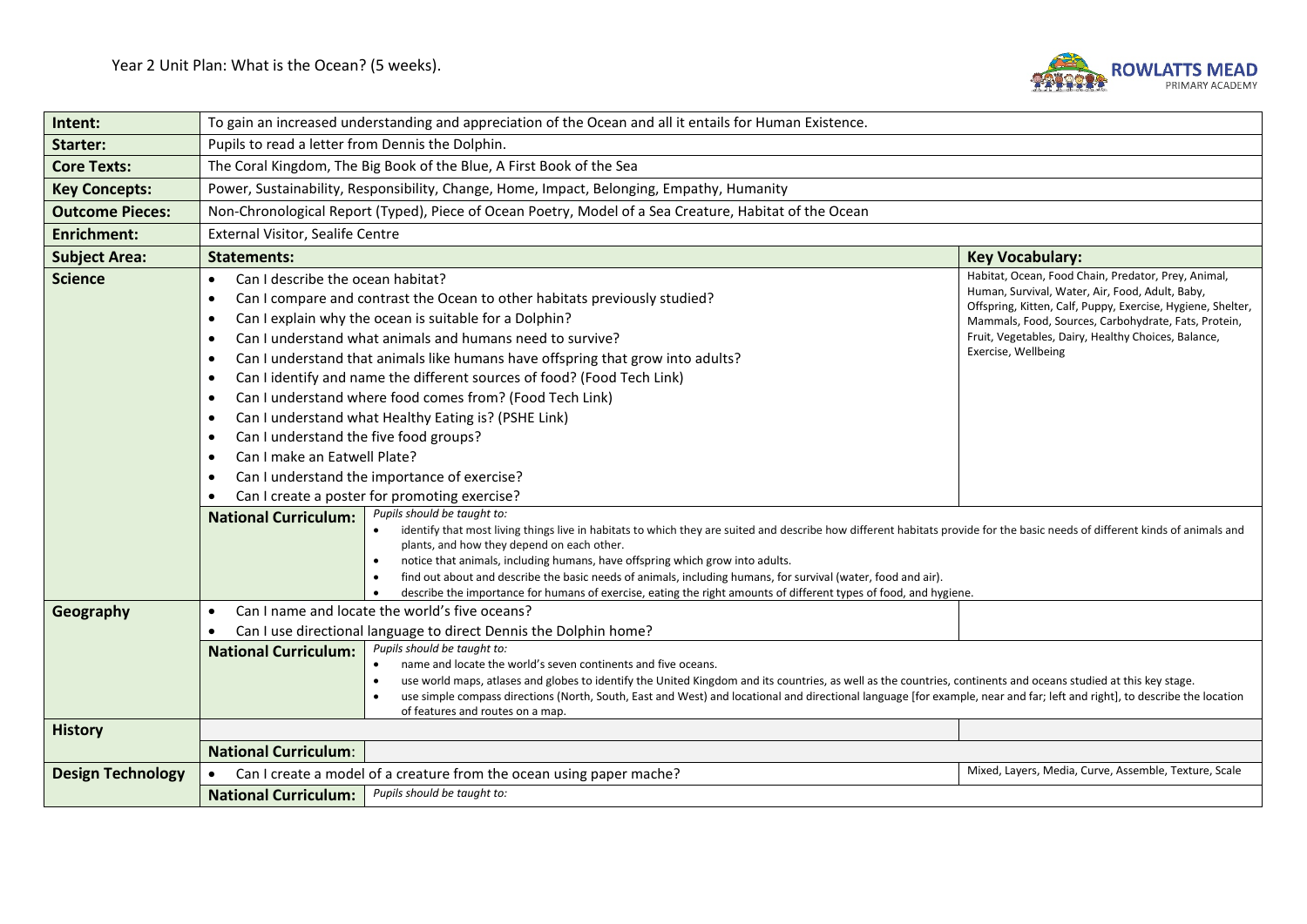# Year 2 Unit Plan: What is the Ocean? (5 weeks).

ROWLATTS MEAD PRIMARY ACADEMY

| | | |
|---|---|---|
| **Intent:** | To gain an increased understanding and appreciation of the Ocean and all it entails for Human Existence. | |
| **Starter:** | Pupils to read a letter from Dennis the Dolphin. | |
| **Core Texts:** | The Coral Kingdom, The Big Book of the Blue, A First Book of the Sea | |
| **Key Concepts:** | Power, Sustainability, Responsibility, Change, Home, Impact, Belonging, Empathy, Humanity | |
| **Outcome Pieces:** | Non-Chronological Report (Typed), Piece of Ocean Poetry, Model of a Sea Creature, Habitat of the Ocean | |
| **Enrichment:** | External Visitor, Sealife Centre | |
| **Subject Area:** | **Statements:** | **Key Vocabulary:** |
| **Science** | • Can I describe the ocean habitat?<br>• Can I compare and contrast the Ocean to other habitats previously studied?<br>• Can I explain why the ocean is suitable for a Dolphin?<br>• Can I understand what animals and humans need to survive?<br>• Can I understand that animals like humans have offspring that grow into adults?<br>• Can I identify and name the different sources of food? (Food Tech Link)<br>• Can I understand where food comes from? (Food Tech Link)<br>• Can I understand what Healthy Eating is? (PSHE Link)<br>• Can I understand the five food groups?<br>• Can I make an Eatwell Plate?<br>• Can I understand the importance of exercise?<br>• Can I create a poster for promoting exercise? | Habitat, Ocean, Food Chain, Predator, Prey, Animal, Human, Survival, Water, Air, Food, Adult, Baby, Offspring, Kitten, Calf, Puppy, Exercise, Hygiene, Shelter, Mammals, Food, Sources, Carbohydrate, Fats, Protein, Fruit, Vegetables, Dairy, Healthy Choices, Balance, Exercise, Wellbeing |
| | **National Curriculum:** *Pupils should be taught to:*<br>• identify that most living things live in habitats to which they are suited and describe how different habitats provide for the basic needs of different kinds of animals and plants, and how they depend on each other.<br>• notice that animals, including humans, have offspring which grow into adults.<br>• find out about and describe the basic needs of animals, including humans, for survival (water, food and air).<br>• describe the importance for humans of exercise, eating the right amounts of different types of food, and hygiene. | |
| **Geography** | • Can I name and locate the world's five oceans?<br>• Can I use directional language to direct Dennis the Dolphin home? | |
| | **National Curriculum:** *Pupils should be taught to:*<br>• name and locate the world's seven continents and five oceans.<br>• use world maps, atlases and globes to identify the United Kingdom and its countries, as well as the countries, continents and oceans studied at this key stage.<br>• use simple compass directions (North, South, East and West) and locational and directional language [for example, near and far; left and right], to describe the location of features and routes on a map. | |
| **History** | | |
| | **National Curriculum:** | |
| **Design Technology** | • Can I create a model of a creature from the ocean using paper mache? | Mixed, Layers, Media, Curve, Assemble, Texture, Scale |
| | **National Curriculum:** *Pupils should be taught to:* | |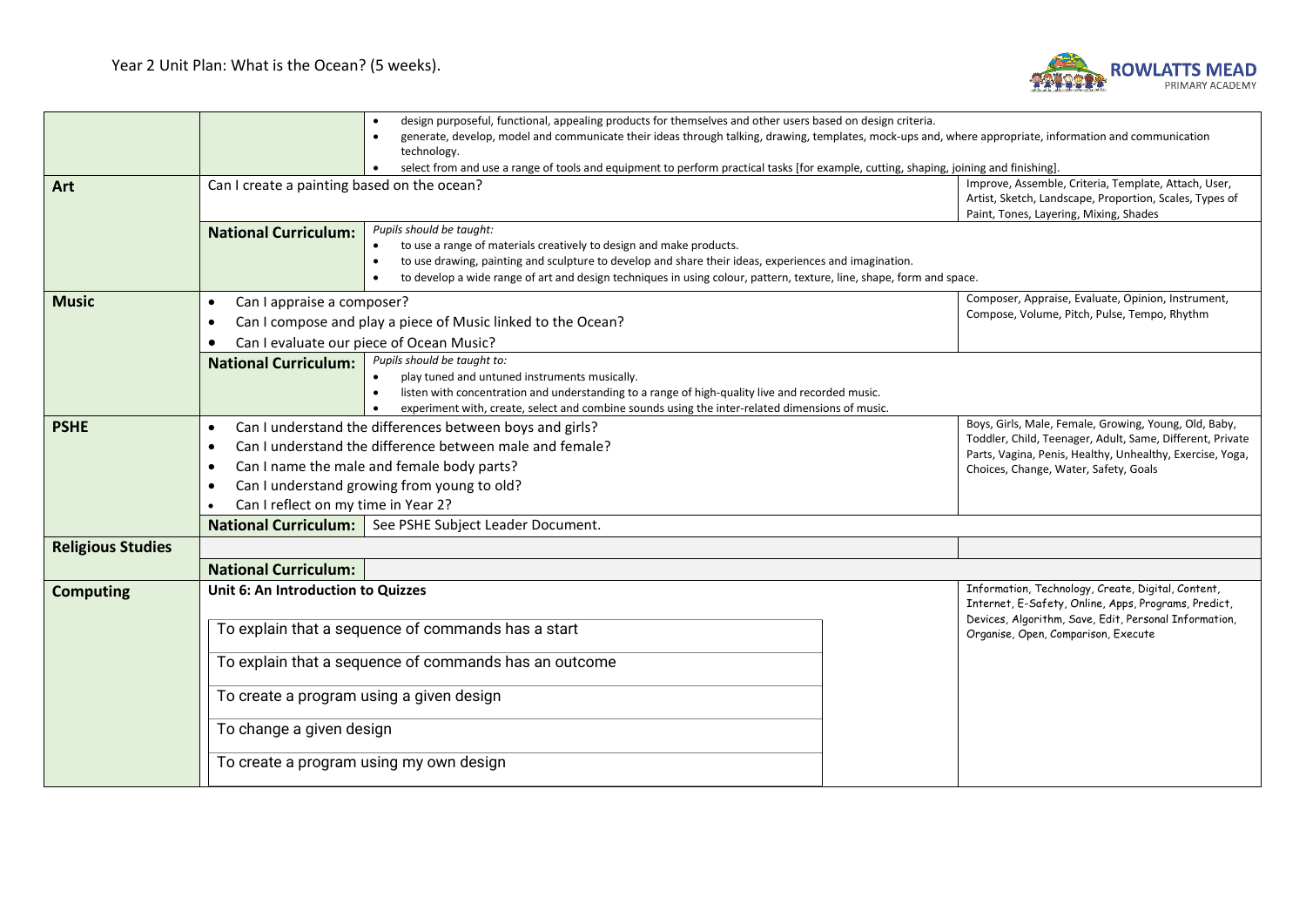Year 2 Unit Plan: What is the Ocean? (5 weeks).

| | | | |
|---|---|---|---|
| | | • design purposeful, functional, appealing products for themselves and other users based on design criteria.<br>• generate, develop, model and communicate their ideas through talking, drawing, templates, mock-ups and, where appropriate, information and communication technology.<br>• select from and use a range of tools and equipment to perform practical tasks [for example, cutting, shaping, joining and finishing]. | |
| **Art** | Can I create a painting based on the ocean? | | Improve, Assemble, Criteria, Template, Attach, User, Artist, Sketch, Landscape, Proportion, Scales, Types of Paint, Tones, Layering, Mixing, Shades |
| | **National Curriculum:** | *Pupils should be taught:*<br>• to use a range of materials creatively to design and make products.<br>• to use drawing, painting and sculpture to develop and share their ideas, experiences and imagination.<br>• to develop a wide range of art and design techniques in using colour, pattern, texture, line, shape, form and space. | |
| **Music** | • Can I appraise a composer?<br>• Can I compose and play a piece of Music linked to the Ocean?<br>• Can I evaluate our piece of Ocean Music? | | Composer, Appraise, Evaluate, Opinion, Instrument, Compose, Volume, Pitch, Pulse, Tempo, Rhythm |
| | **National Curriculum:** | *Pupils should be taught to:*<br>• play tuned and untuned instruments musically.<br>• listen with concentration and understanding to a range of high-quality live and recorded music.<br>• experiment with, create, select and combine sounds using the inter-related dimensions of music. | |
| **PSHE** | • Can I understand the differences between boys and girls?<br>• Can I understand the difference between male and female?<br>• Can I name the male and female body parts?<br>• Can I understand growing from young to old?<br>• Can I reflect on my time in Year 2? | | Boys, Girls, Male, Female, Growing, Young, Old, Baby, Toddler, Child, Teenager, Adult, Same, Different, Private Parts, Vagina, Penis, Healthy, Unhealthy, Exercise, Yoga, Choices, Change, Water, Safety, Goals |
| | **National Curriculum:** | See PSHE Subject Leader Document. | |
| **Religious Studies** | | | |
| | **National Curriculum:** | | |
| **Computing** | **Unit 6: An Introduction to Quizzes**<br>To explain that a sequence of commands has a start<br>To explain that a sequence of commands has an outcome<br>To create a program using a given design<br>To change a given design<br>To create a program using my own design | | Information, Technology, Create, Digital, Content, Internet, E-Safety, Online, Apps, Programs, Predict, Devices, Algorithm, Save, Edit, Personal Information, Organise, Open, Comparison, Execute |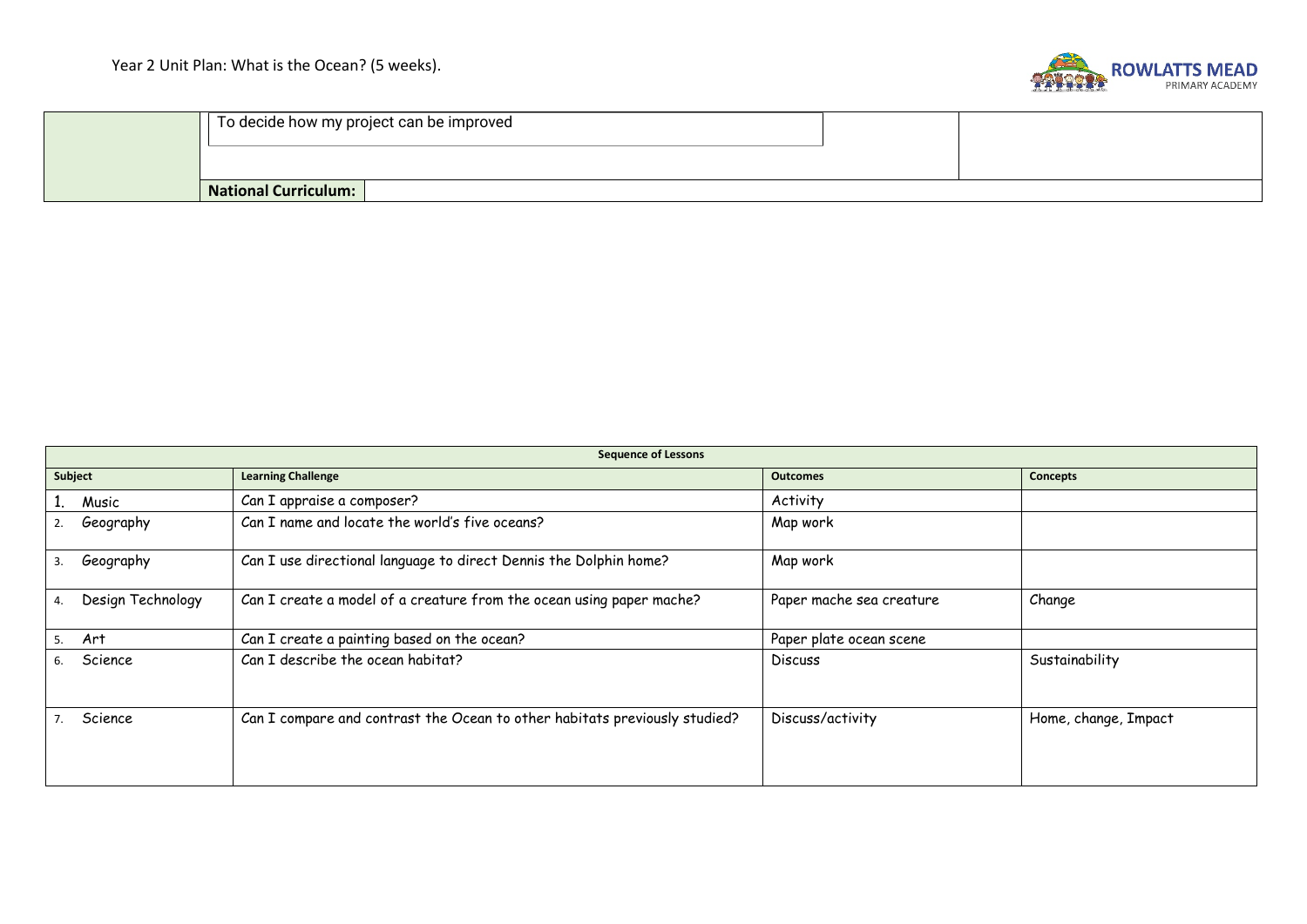| | To decide how my project can be improved | |
|---|---|---|
| | **National Curriculum:** | |

| Sequence of Lessons | | | |
|---|---|---|---|
| **Subject** | **Learning Challenge** | **Outcomes** | **Concepts** |
| 1. Music | Can I appraise a composer? | Activity | |
| 2. Geography | Can I name and locate the world's five oceans? | Map work | |
| 3. Geography | Can I use directional language to direct Dennis the Dolphin home? | Map work | |
| 4. Design Technology | Can I create a model of a creature from the ocean using paper mache? | Paper mache sea creature | Change |
| 5. Art | Can I create a painting based on the ocean? | Paper plate ocean scene | |
| 6. Science | Can I describe the ocean habitat? | Discuss | Sustainability |
| 7. Science | Can I compare and contrast the Ocean to other habitats previously studied? | Discuss/activity | Home, change, Impact |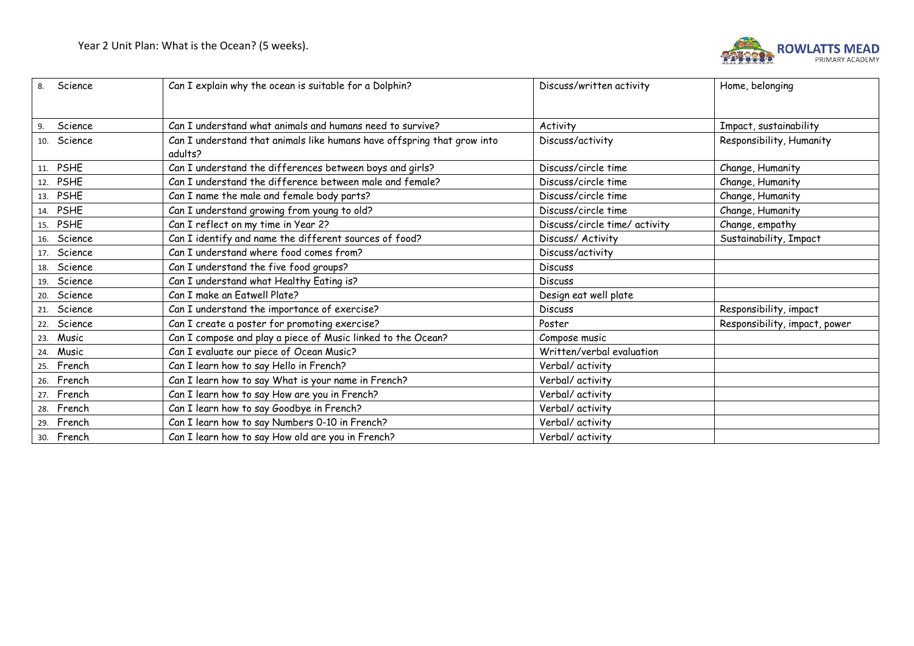Year 2 Unit Plan: What is the Ocean? (5 weeks).

| | | | |
|---|---|---|---|
| 8. Science | Can I explain why the ocean is suitable for a Dolphin? | Discuss/written activity | Home, belonging |
| 9. Science | Can I understand what animals and humans need to survive? | Activity | Impact, sustainability |
| 10. Science | Can I understand that animals like humans have offspring that grow into adults? | Discuss/activity | Responsibility, Humanity |
| 11. PSHE | Can I understand the differences between boys and girls? | Discuss/circle time | Change, Humanity |
| 12. PSHE | Can I understand the difference between male and female? | Discuss/circle time | Change, Humanity |
| 13. PSHE | Can I name the male and female body parts? | Discuss/circle time | Change, Humanity |
| 14. PSHE | Can I understand growing from young to old? | Discuss/circle time | Change, Humanity |
| 15. PSHE | Can I reflect on my time in Year 2? | Discuss/circle time/ activity | Change, empathy |
| 16. Science | Can I identify and name the different sources of food? | Discuss/ Activity | Sustainability, Impact |
| 17. Science | Can I understand where food comes from? | Discuss/activity | |
| 18. Science | Can I understand the five food groups? | Discuss | |
| 19. Science | Can I understand what Healthy Eating is? | Discuss | |
| 20. Science | Can I make an Eatwell Plate? | Design eat well plate | |
| 21. Science | Can I understand the importance of exercise? | Discuss | Responsibility, impact |
| 22. Science | Can I create a poster for promoting exercise? | Poster | Responsibility, impact, power |
| 23. Music | Can I compose and play a piece of Music linked to the Ocean? | Compose music | |
| 24. Music | Can I evaluate our piece of Ocean Music? | Written/verbal evaluation | |
| 25. French | Can I learn how to say Hello in French? | Verbal/ activity | |
| 26. French | Can I learn how to say What is your name in French? | Verbal/ activity | |
| 27. French | Can I learn how to say How are you in French? | Verbal/ activity | |
| 28. French | Can I learn how to say Goodbye in French? | Verbal/ activity | |
| 29. French | Can I learn how to say Numbers 0-10 in French? | Verbal/ activity | |
| 30. French | Can I learn how to say How old are you in French? | Verbal/ activity | |